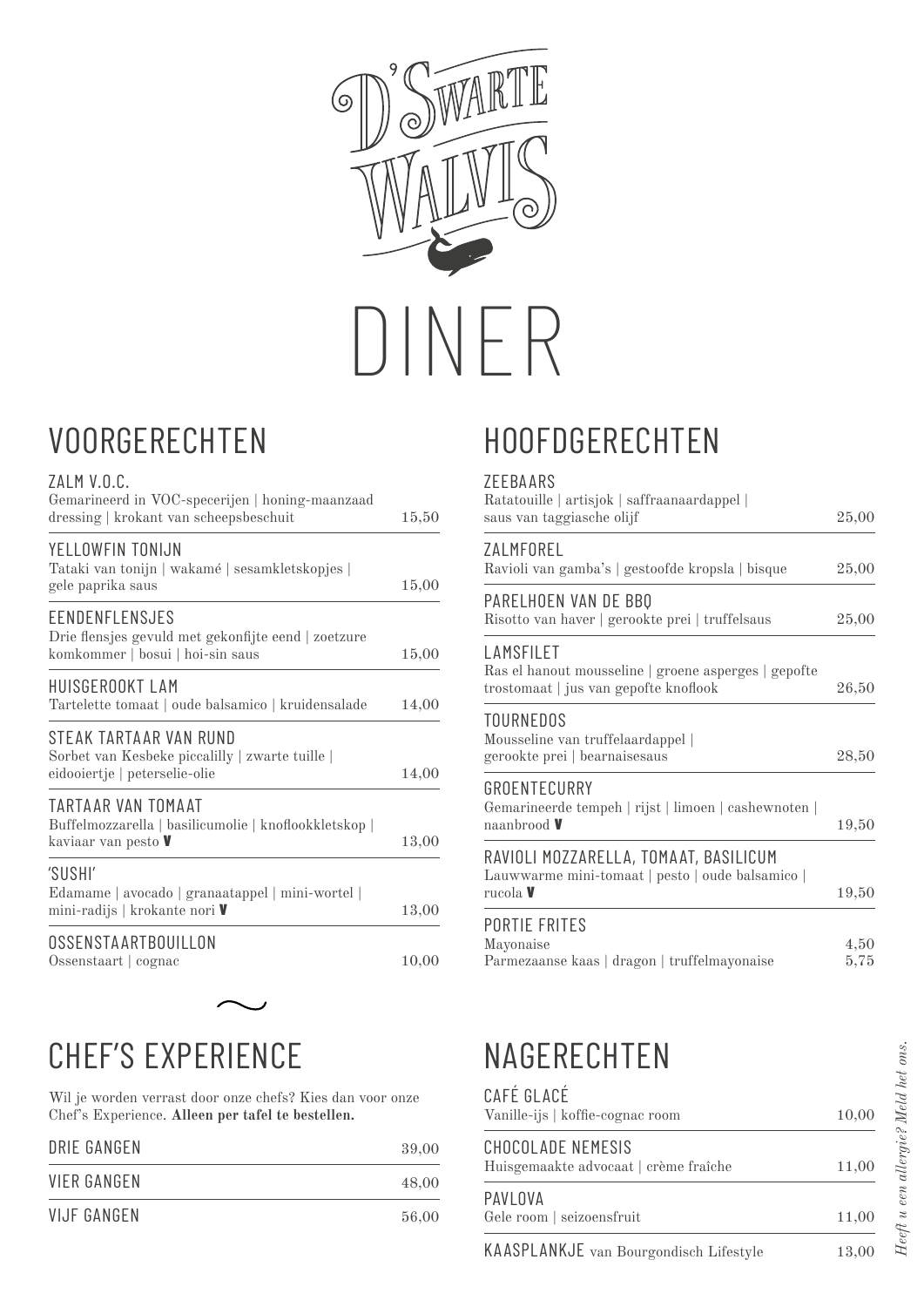# D'SWARTE WALVIS

# DINER

## VOORGERECHTEN

| Gerecht | Prijs |
|---|---|
| ZALM V.O.C.<br>Gemarineerd in VOC-specerijen \| honing-maanzaad dressing \| krokant van scheepsbeschuit | 15,50 |
| YELLOWFIN TONIJN<br>Tataki van tonijn \| wakamé \| sesamkletskopjes \| gele paprika saus | 15,00 |
| EENDENFLENSJES<br>Drie flensjes gevuld met gekonfijte eend \| zoetzure komkommer \| bosui \| hoi-sin saus | 15,00 |
| HUISGEROOKT LAM<br>Tartelette tomaat \| oude balsamico \| kruidensalade | 14,00 |
| STEAK TARTAAR VAN RUND<br>Sorbet van Kesbeke piccalilly \| zwarte tuille \| eidooiertje \| peterselie-olie | 14,00 |
| TARTAAR VAN TOMAAT<br>Buffelmozzarella \| basilicumolie \| knoflookkletskop \| kaviaar van pesto **V** | 13,00 |
| 'SUSHI'<br>Edamame \| avocado \| granaatappel \| mini-wortel \| mini-radijs \| krokante nori **V** | 13,00 |
| OSSENSTAARTBOUILLON<br>Ossenstaart \| cognac | 10,00 |

## HOOFDGERECHTEN

| Gerecht | Prijs |
|---|---|
| ZEEBAARS<br>Ratatouille \| artisjok \| saffraanaardappel \| saus van taggiasche olijf | 25,00 |
| ZALMFOREL<br>Ravioli van gamba's \| gestoofde kropsla \| bisque | 25,00 |
| PARELHOEN VAN DE BBQ<br>Risotto van haver \| gerookte prei \| truffelsaus | 25,00 |
| LAMSFILET<br>Ras el hanout mousseline \| groene asperges \| gepofte trostomaat \| jus van gepofte knoflook | 26,50 |
| TOURNEDOS<br>Mousseline van truffelaardappel \| gerookte prei \| bearnaisesaus | 28,50 |
| GROENTECURRY<br>Gemarineerde tempeh \| rijst \| limoen \| cashewnoten \| naanbrood **V** | 19,50 |
| RAVIOLI MOZZARELLA, TOMAAT, BASILICUM<br>Lauwwarme mini-tomaat \| pesto \| oude balsamico \| rucola **V** | 19,50 |
| PORTIE FRITES<br>Mayonaise | 4,50 |
| Parmezaanse kaas \| dragon \| truffelmayonaise | 5,75 |

## CHEF'S EXPERIENCE

Wil je worden verrast door onze chefs? Kies dan voor onze Chef's Experience. **Alleen per tafel te bestellen.**

| Gangen | Prijs |
|---|---|
| DRIE GANGEN | 39,00 |
| VIER GANGEN | 48,00 |
| VIJF GANGEN | 56,00 |

## NAGERECHTEN

| Gerecht | Prijs |
|---|---|
| CAFÉ GLACÉ<br>Vanille-ijs \| koffie-cognac room | 10,00 |
| CHOCOLADE NEMESIS<br>Huisgemaakte advocaat \| crème fraîche | 11,00 |
| PAVLOVA<br>Gele room \| seizoensfruit | 11,00 |
| KAASPLANKJE van Bourgondisch Lifestyle | 13,00 |

*Heeft u een allergie? Meld het ons.*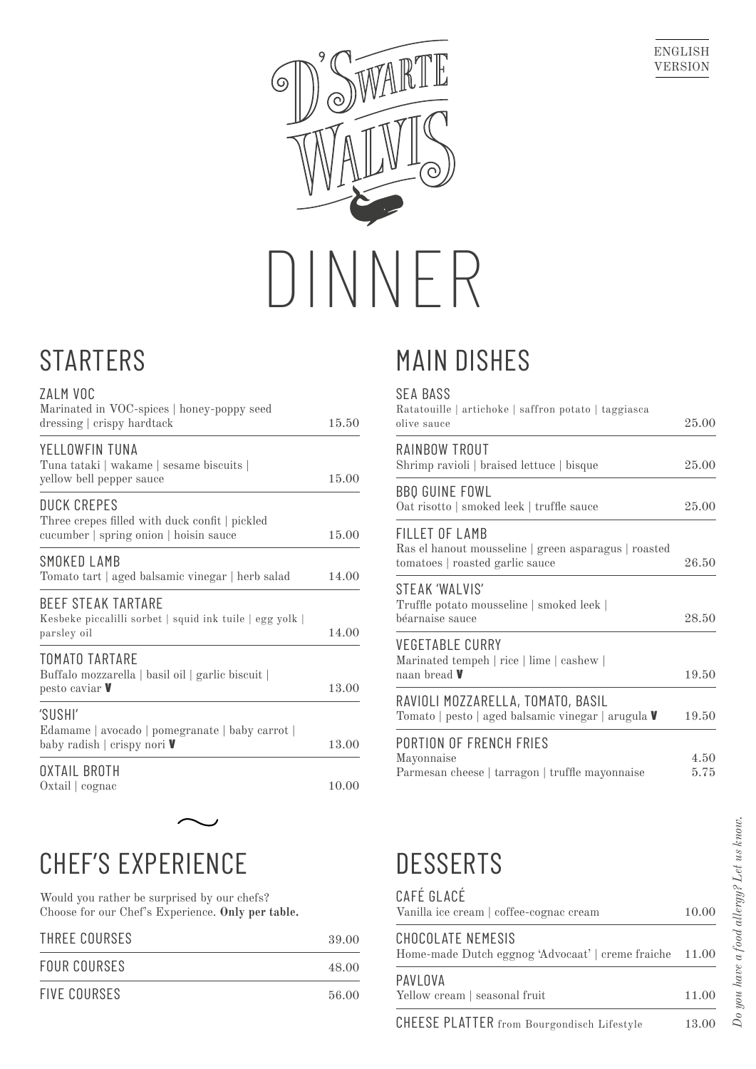ENGLISH VERSION

# D'SWARTE WALVIS

# DINNER

## STARTERS

**ZALM VOC**
Marinated in VOC-spices | honey-poppy seed dressing | crispy hardtack — 15.50

**YELLOWFIN TUNA**
Tuna tataki | wakame | sesame biscuits | yellow bell pepper sauce — 15.00

**DUCK CREPES**
Three crepes filled with duck confit | pickled cucumber | spring onion | hoisin sauce — 15.00

**SMOKED LAMB**
Tomato tart | aged balsamic vinegar | herb salad — 14.00

**BEEF STEAK TARTARE**
Kesbeke piccalilli sorbet | squid ink tuile | egg yolk | parsley oil — 14.00

**TOMATO TARTARE**
Buffalo mozzarella | basil oil | garlic biscuit | pesto caviar **V** — 13.00

**'SUSHI'**
Edamame | avocado | pomegranate | baby carrot | baby radish | crispy nori **V** — 13.00

**OXTAIL BROTH**
Oxtail | cognac — 10.00

## MAIN DISHES

**SEA BASS**
Ratatouille | artichoke | saffron potato | taggiasca olive sauce — 25.00

**RAINBOW TROUT**
Shrimp ravioli | braised lettuce | bisque — 25.00

**BBQ GUINE FOWL**
Oat risotto | smoked leek | truffle sauce — 25.00

**FILLET OF LAMB**
Ras el hanout mousseline | green asparagus | roasted tomatoes | roasted garlic sauce — 26.50

**STEAK 'WALVIS'**
Truffle potato mousseline | smoked leek | béarnaise sauce — 28.50

**VEGETABLE CURRY**
Marinated tempeh | rice | lime | cashew | naan bread **V** — 19.50

**RAVIOLI MOZZARELLA, TOMATO, BASIL**
Tomato | pesto | aged balsamic vinegar | arugula **V** — 19.50

**PORTION OF FRENCH FRIES**
Mayonnaise — 4.50
Parmesan cheese | tarragon | truffle mayonnaise — 5.75

## CHEF'S EXPERIENCE

Would you rather be surprised by our chefs? Choose for our Chef's Experience. **Only per table.**

| | |
|---|---|
| THREE COURSES | 39.00 |
| FOUR COURSES | 48.00 |
| FIVE COURSES | 56.00 |

## DESSERTS

**CAFÉ GLACÉ**
Vanilla ice cream | coffee-cognac cream — 10.00

**CHOCOLATE NEMESIS**
Home-made Dutch eggnog 'Advocaat' | creme fraiche — 11.00

**PAVLOVA**
Yellow cream | seasonal fruit — 11.00

**CHEESE PLATTER** from Bourgondisch Lifestyle — 13.00

*Do you have a food allergy? Let us know.*